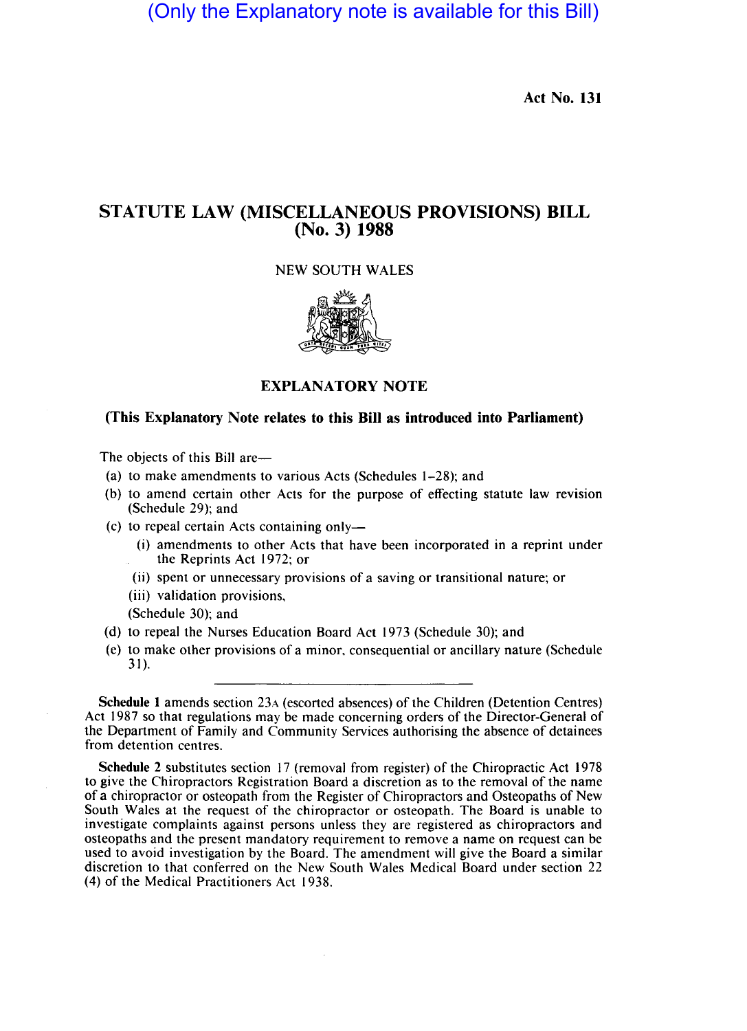(Only the Explanatory note is available for this Bill)

Act No. 131

# STATUTE LAW (MISCELLANEOUS PROVISIONS) BILL (No. 3) 1988

NEW SOUTH WALES

## EXPLANATORY NOTE

**(This Explanatory Note relates to this Bill as introduced into Parliament)**

The objects of this Bill are—

(a) to make amendments to various Acts (Schedules 1–28); and

(b) to amend certain other Acts for the purpose of effecting statute law revision (Schedule 29); and

(c) to repeal certain Acts containing only—

  (i) amendments to other Acts that have been incorporated in a reprint under the Reprints Act 1972; or

  (ii) spent or unnecessary provisions of a saving or transitional nature; or

  (iii) validation provisions,

  (Schedule 30); and

(d) to repeal the Nurses Education Board Act 1973 (Schedule 30); and

(e) to make other provisions of a minor, consequential or ancillary nature (Schedule 31).

---

**Schedule 1** amends section 23A (escorted absences) of the Children (Detention Centres) Act 1987 so that regulations may be made concerning orders of the Director-General of the Department of Family and Community Services authorising the absence of detainees from detention centres.

**Schedule 2** substitutes section 17 (removal from register) of the Chiropractic Act 1978 to give the Chiropractors Registration Board a discretion as to the removal of the name of a chiropractor or osteopath from the Register of Chiropractors and Osteopaths of New South Wales at the request of the chiropractor or osteopath. The Board is unable to investigate complaints against persons unless they are registered as chiropractors and osteopaths and the present mandatory requirement to remove a name on request can be used to avoid investigation by the Board. The amendment will give the Board a similar discretion to that conferred on the New South Wales Medical Board under section 22 (4) of the Medical Practitioners Act 1938.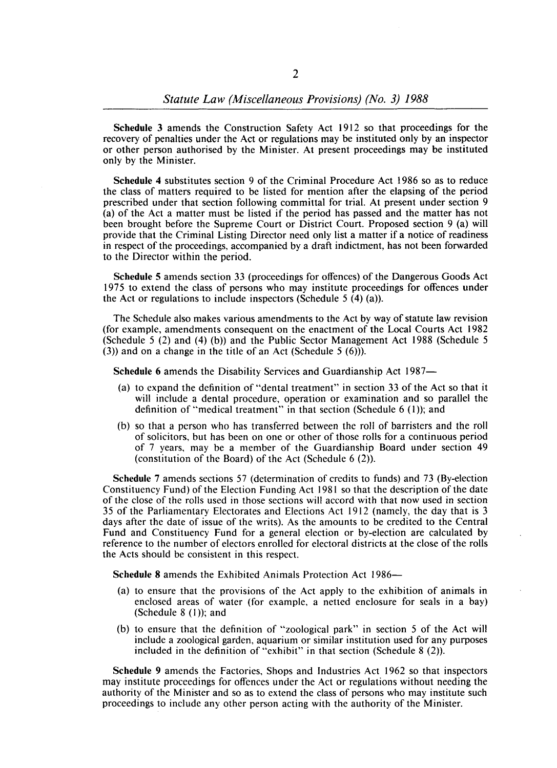**Schedule 3** amends the Construction Safety Act 1912 so that proceedings for the recovery of penalties under the Act or regulations may be instituted only by an inspector or other person authorised by the Minister. At present proceedings may be instituted only by the Minister.

**Schedule 4** substitutes section 9 of the Criminal Procedure Act 1986 so as to reduce the class of matters required to be listed for mention after the elapsing of the period prescribed under that section following committal for trial. At present under section 9 (a) of the Act a matter must be listed if the period has passed and the matter has not been brought before the Supreme Court or District Court. Proposed section 9 (a) will provide that the Criminal Listing Director need only list a matter if a notice of readiness in respect of the proceedings, accompanied by a draft indictment, has not been forwarded to the Director within the period.

**Schedule 5** amends section 33 (proceedings for offences) of the Dangerous Goods Act 1975 to extend the class of persons who may institute proceedings for offences under the Act or regulations to include inspectors (Schedule 5 (4) (a)).

The Schedule also makes various amendments to the Act by way of statute law revision (for example, amendments consequent on the enactment of the Local Courts Act 1982 (Schedule 5 (2) and (4) (b)) and the Public Sector Management Act 1988 (Schedule 5 (3)) and on a change in the title of an Act (Schedule 5 (6))).

**Schedule 6** amends the Disability Services and Guardianship Act 1987—

(a) to expand the definition of "dental treatment" in section 33 of the Act so that it will include a dental procedure, operation or examination and so parallel the definition of "medical treatment" in that section (Schedule 6 (1)); and

(b) so that a person who has transferred between the roll of barristers and the roll of solicitors, but has been on one or other of those rolls for a continuous period of 7 years, may be a member of the Guardianship Board under section 49 (constitution of the Board) of the Act (Schedule 6 (2)).

**Schedule 7** amends sections 57 (determination of credits to funds) and 73 (By-election Constituency Fund) of the Election Funding Act 1981 so that the description of the date of the close of the rolls used in those sections will accord with that now used in section 35 of the Parliamentary Electorates and Elections Act 1912 (namely, the day that is 3 days after the date of issue of the writs). As the amounts to be credited to the Central Fund and Constituency Fund for a general election or by-election are calculated by reference to the number of electors enrolled for electoral districts at the close of the rolls the Acts should be consistent in this respect.

**Schedule 8** amends the Exhibited Animals Protection Act 1986—

(a) to ensure that the provisions of the Act apply to the exhibition of animals in enclosed areas of water (for example, a netted enclosure for seals in a bay) (Schedule 8 (1)); and

(b) to ensure that the definition of "zoological park" in section 5 of the Act will include a zoological garden, aquarium or similar institution used for any purposes included in the definition of "exhibit" in that section (Schedule 8 (2)).

**Schedule 9** amends the Factories, Shops and Industries Act 1962 so that inspectors may institute proceedings for offences under the Act or regulations without needing the authority of the Minister and so as to extend the class of persons who may institute such proceedings to include any other person acting with the authority of the Minister.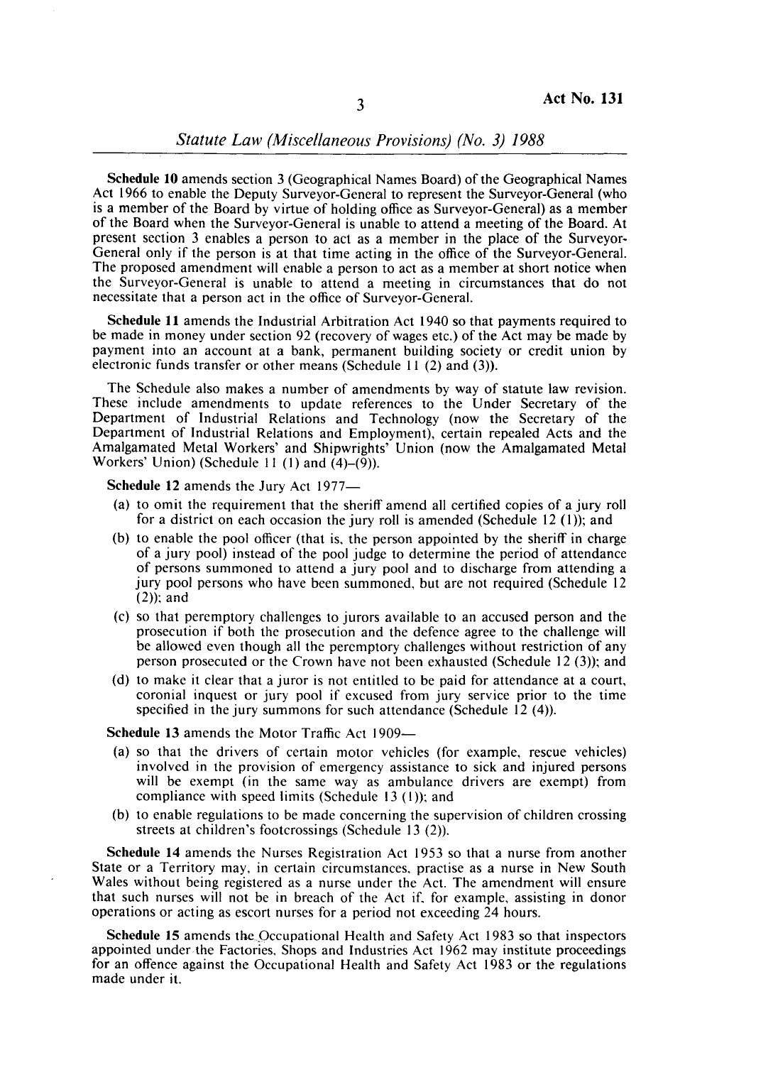**Schedule 10** amends section 3 (Geographical Names Board) of the Geographical Names Act 1966 to enable the Deputy Surveyor-General to represent the Surveyor-General (who is a member of the Board by virtue of holding office as Surveyor-General) as a member of the Board when the Surveyor-General is unable to attend a meeting of the Board. At present section 3 enables a person to act as a member in the place of the Surveyor-General only if the person is at that time acting in the office of the Surveyor-General. The proposed amendment will enable a person to act as a member at short notice when the Surveyor-General is unable to attend a meeting in circumstances that do not necessitate that a person act in the office of Surveyor-General.

**Schedule 11** amends the Industrial Arbitration Act 1940 so that payments required to be made in money under section 92 (recovery of wages etc.) of the Act may be made by payment into an account at a bank, permanent building society or credit union by electronic funds transfer or other means (Schedule 11 (2) and (3)).

The Schedule also makes a number of amendments by way of statute law revision. These include amendments to update references to the Under Secretary of the Department of Industrial Relations and Technology (now the Secretary of the Department of Industrial Relations and Employment), certain repealed Acts and the Amalgamated Metal Workers' and Shipwrights' Union (now the Amalgamated Metal Workers' Union) (Schedule 11 (1) and (4)–(9)).

**Schedule 12** amends the Jury Act 1977—

(a) to omit the requirement that the sheriff amend all certified copies of a jury roll for a district on each occasion the jury roll is amended (Schedule 12 (1)); and

(b) to enable the pool officer (that is, the person appointed by the sheriff in charge of a jury pool) instead of the pool judge to determine the period of attendance of persons summoned to attend a jury pool and to discharge from attending a jury pool persons who have been summoned, but are not required (Schedule 12 (2)); and

(c) so that peremptory challenges to jurors available to an accused person and the prosecution if both the prosecution and the defence agree to the challenge will be allowed even though all the peremptory challenges without restriction of any person prosecuted or the Crown have not been exhausted (Schedule 12 (3)); and

(d) to make it clear that a juror is not entitled to be paid for attendance at a court, coronial inquest or jury pool if excused from jury service prior to the time specified in the jury summons for such attendance (Schedule 12 (4)).

**Schedule 13** amends the Motor Traffic Act 1909—

(a) so that the drivers of certain motor vehicles (for example, rescue vehicles) involved in the provision of emergency assistance to sick and injured persons will be exempt (in the same way as ambulance drivers are exempt) from compliance with speed limits (Schedule 13 (1)); and

(b) to enable regulations to be made concerning the supervision of children crossing streets at children's footcrossings (Schedule 13 (2)).

**Schedule 14** amends the Nurses Registration Act 1953 so that a nurse from another State or a Territory may, in certain circumstances, practise as a nurse in New South Wales without being registered as a nurse under the Act. The amendment will ensure that such nurses will not be in breach of the Act if, for example, assisting in donor operations or acting as escort nurses for a period not exceeding 24 hours.

**Schedule 15** amends the Occupational Health and Safety Act 1983 so that inspectors appointed under the Factories, Shops and Industries Act 1962 may institute proceedings for an offence against the Occupational Health and Safety Act 1983 or the regulations made under it.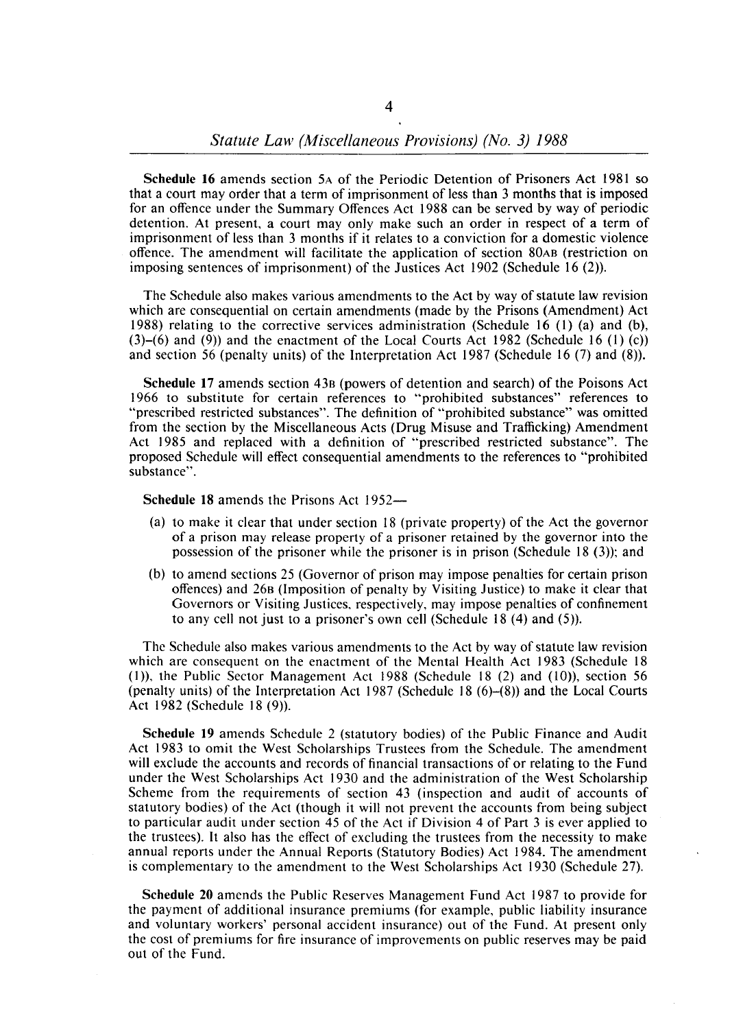**Schedule 16** amends section 5A of the Periodic Detention of Prisoners Act 1981 so that a court may order that a term of imprisonment of less than 3 months that is imposed for an offence under the Summary Offences Act 1988 can be served by way of periodic detention. At present, a court may only make such an order in respect of a term of imprisonment of less than 3 months if it relates to a conviction for a domestic violence offence. The amendment will facilitate the application of section 80AB (restriction on imposing sentences of imprisonment) of the Justices Act 1902 (Schedule 16 (2)).

The Schedule also makes various amendments to the Act by way of statute law revision which are consequential on certain amendments (made by the Prisons (Amendment) Act 1988) relating to the corrective services administration (Schedule 16 (1) (a) and (b), (3)–(6) and (9)) and the enactment of the Local Courts Act 1982 (Schedule 16 (1) (c)) and section 56 (penalty units) of the Interpretation Act 1987 (Schedule 16 (7) and (8)).

**Schedule 17** amends section 43B (powers of detention and search) of the Poisons Act 1966 to substitute for certain references to "prohibited substances" references to "prescribed restricted substances". The definition of "prohibited substance" was omitted from the section by the Miscellaneous Acts (Drug Misuse and Trafficking) Amendment Act 1985 and replaced with a definition of "prescribed restricted substance". The proposed Schedule will effect consequential amendments to the references to "prohibited substance".

**Schedule 18** amends the Prisons Act 1952—

(a) to make it clear that under section 18 (private property) of the Act the governor of a prison may release property of a prisoner retained by the governor into the possession of the prisoner while the prisoner is in prison (Schedule 18 (3)); and

(b) to amend sections 25 (Governor of prison may impose penalties for certain prison offences) and 26B (Imposition of penalty by Visiting Justice) to make it clear that Governors or Visiting Justices, respectively, may impose penalties of confinement to any cell not just to a prisoner's own cell (Schedule 18 (4) and (5)).

The Schedule also makes various amendments to the Act by way of statute law revision which are consequent on the enactment of the Mental Health Act 1983 (Schedule 18 (1)), the Public Sector Management Act 1988 (Schedule 18 (2) and (10)), section 56 (penalty units) of the Interpretation Act 1987 (Schedule 18 (6)–(8)) and the Local Courts Act 1982 (Schedule 18 (9)).

**Schedule 19** amends Schedule 2 (statutory bodies) of the Public Finance and Audit Act 1983 to omit the West Scholarships Trustees from the Schedule. The amendment will exclude the accounts and records of financial transactions of or relating to the Fund under the West Scholarships Act 1930 and the administration of the West Scholarship Scheme from the requirements of section 43 (inspection and audit of accounts of statutory bodies) of the Act (though it will not prevent the accounts from being subject to particular audit under section 45 of the Act if Division 4 of Part 3 is ever applied to the trustees). It also has the effect of excluding the trustees from the necessity to make annual reports under the Annual Reports (Statutory Bodies) Act 1984. The amendment is complementary to the amendment to the West Scholarships Act 1930 (Schedule 27).

**Schedule 20** amends the Public Reserves Management Fund Act 1987 to provide for the payment of additional insurance premiums (for example, public liability insurance and voluntary workers' personal accident insurance) out of the Fund. At present only the cost of premiums for fire insurance of improvements on public reserves may be paid out of the Fund.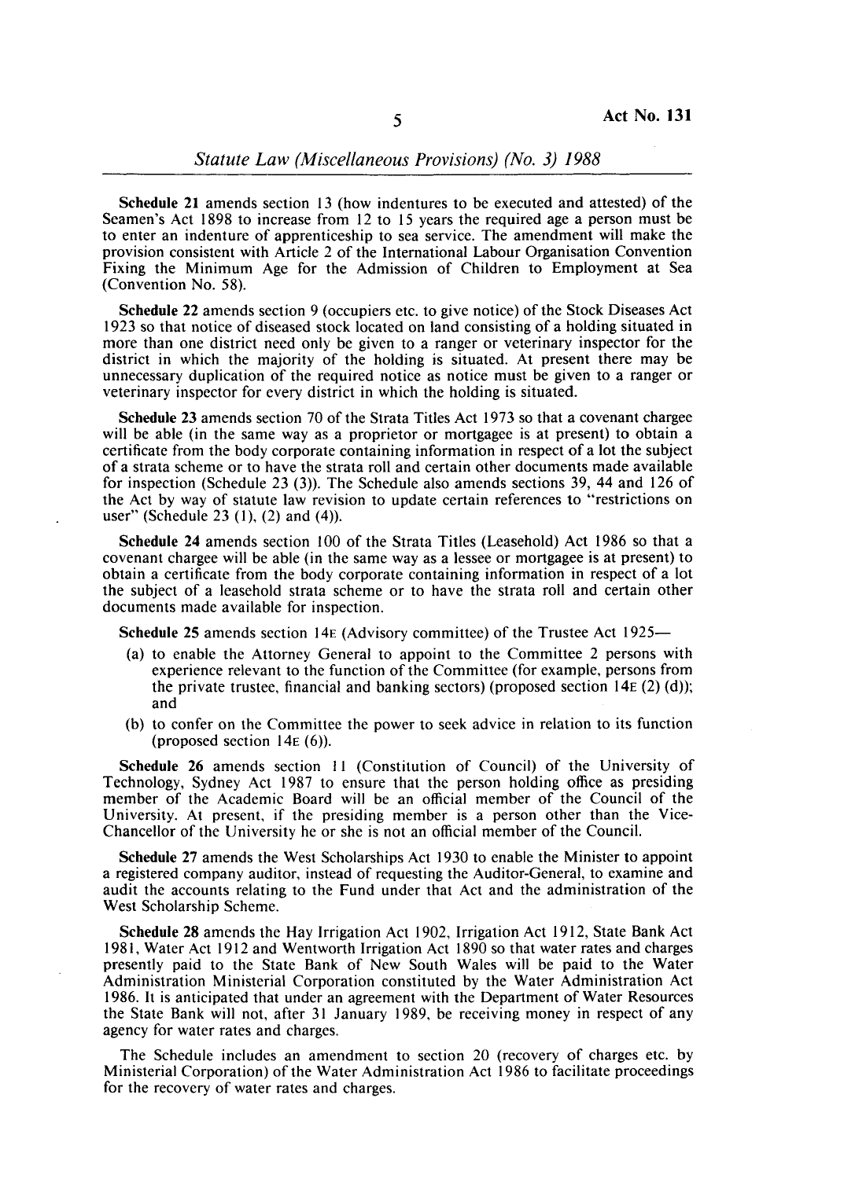**Schedule 21** amends section 13 (how indentures to be executed and attested) of the Seamen's Act 1898 to increase from 12 to 15 years the required age a person must be to enter an indenture of apprenticeship to sea service. The amendment will make the provision consistent with Article 2 of the International Labour Organisation Convention Fixing the Minimum Age for the Admission of Children to Employment at Sea (Convention No. 58).

**Schedule 22** amends section 9 (occupiers etc. to give notice) of the Stock Diseases Act 1923 so that notice of diseased stock located on land consisting of a holding situated in more than one district need only be given to a ranger or veterinary inspector for the district in which the majority of the holding is situated. At present there may be unnecessary duplication of the required notice as notice must be given to a ranger or veterinary inspector for every district in which the holding is situated.

**Schedule 23** amends section 70 of the Strata Titles Act 1973 so that a covenant chargee will be able (in the same way as a proprietor or mortgagee is at present) to obtain a certificate from the body corporate containing information in respect of a lot the subject of a strata scheme or to have the strata roll and certain other documents made available for inspection (Schedule 23 (3)). The Schedule also amends sections 39, 44 and 126 of the Act by way of statute law revision to update certain references to "restrictions on user" (Schedule 23 (1), (2) and (4)).

**Schedule 24** amends section 100 of the Strata Titles (Leasehold) Act 1986 so that a covenant chargee will be able (in the same way as a lessee or mortgagee is at present) to obtain a certificate from the body corporate containing information in respect of a lot the subject of a leasehold strata scheme or to have the strata roll and certain other documents made available for inspection.

**Schedule 25** amends section 14E (Advisory committee) of the Trustee Act 1925—

- (a) to enable the Attorney General to appoint to the Committee 2 persons with experience relevant to the function of the Committee (for example, persons from the private trustee, financial and banking sectors) (proposed section 14E (2) (d)); and
- (b) to confer on the Committee the power to seek advice in relation to its function (proposed section 14E (6)).

**Schedule 26** amends section 11 (Constitution of Council) of the University of Technology, Sydney Act 1987 to ensure that the person holding office as presiding member of the Academic Board will be an official member of the Council of the University. At present, if the presiding member is a person other than the Vice-Chancellor of the University he or she is not an official member of the Council.

**Schedule 27** amends the West Scholarships Act 1930 to enable the Minister to appoint a registered company auditor, instead of requesting the Auditor-General, to examine and audit the accounts relating to the Fund under that Act and the administration of the West Scholarship Scheme.

**Schedule 28** amends the Hay Irrigation Act 1902, Irrigation Act 1912, State Bank Act 1981, Water Act 1912 and Wentworth Irrigation Act 1890 so that water rates and charges presently paid to the State Bank of New South Wales will be paid to the Water Administration Ministerial Corporation constituted by the Water Administration Act 1986. It is anticipated that under an agreement with the Department of Water Resources the State Bank will not, after 31 January 1989, be receiving money in respect of any agency for water rates and charges.

The Schedule includes an amendment to section 20 (recovery of charges etc. by Ministerial Corporation) of the Water Administration Act 1986 to facilitate proceedings for the recovery of water rates and charges.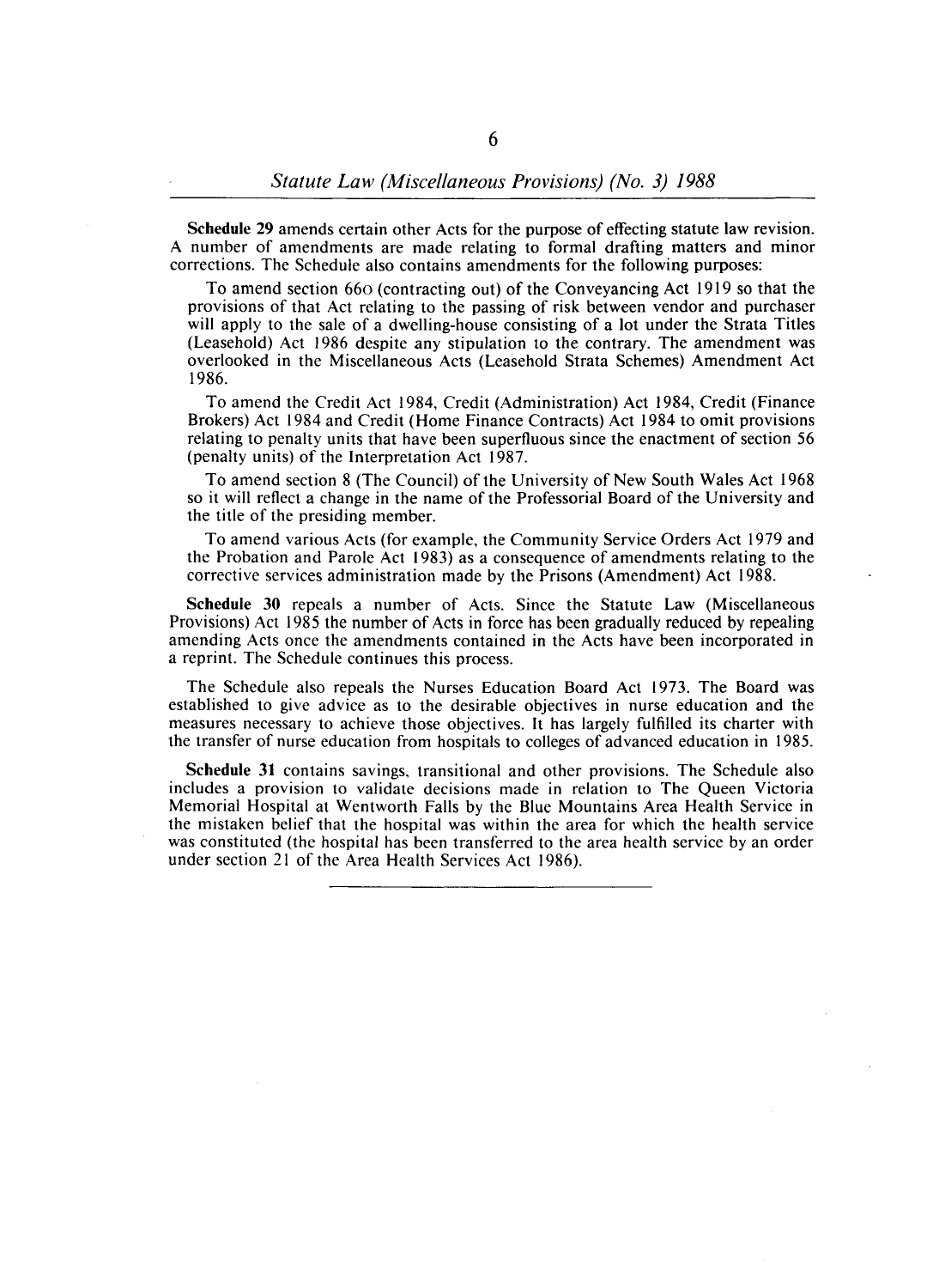**Schedule 29** amends certain other Acts for the purpose of effecting statute law revision. A number of amendments are made relating to formal drafting matters and minor corrections. The Schedule also contains amendments for the following purposes:

To amend section 66o (contracting out) of the Conveyancing Act 1919 so that the provisions of that Act relating to the passing of risk between vendor and purchaser will apply to the sale of a dwelling-house consisting of a lot under the Strata Titles (Leasehold) Act 1986 despite any stipulation to the contrary. The amendment was overlooked in the Miscellaneous Acts (Leasehold Strata Schemes) Amendment Act 1986.

To amend the Credit Act 1984, Credit (Administration) Act 1984, Credit (Finance Brokers) Act 1984 and Credit (Home Finance Contracts) Act 1984 to omit provisions relating to penalty units that have been superfluous since the enactment of section 56 (penalty units) of the Interpretation Act 1987.

To amend section 8 (The Council) of the University of New South Wales Act 1968 so it will reflect a change in the name of the Professorial Board of the University and the title of the presiding member.

To amend various Acts (for example, the Community Service Orders Act 1979 and the Probation and Parole Act 1983) as a consequence of amendments relating to the corrective services administration made by the Prisons (Amendment) Act 1988.

**Schedule 30** repeals a number of Acts. Since the Statute Law (Miscellaneous Provisions) Act 1985 the number of Acts in force has been gradually reduced by repealing amending Acts once the amendments contained in the Acts have been incorporated in a reprint. The Schedule continues this process.

The Schedule also repeals the Nurses Education Board Act 1973. The Board was established to give advice as to the desirable objectives in nurse education and the measures necessary to achieve those objectives. It has largely fulfilled its charter with the transfer of nurse education from hospitals to colleges of advanced education in 1985.

**Schedule 31** contains savings, transitional and other provisions. The Schedule also includes a provision to validate decisions made in relation to The Queen Victoria Memorial Hospital at Wentworth Falls by the Blue Mountains Area Health Service in the mistaken belief that the hospital was within the area for which the health service was constituted (the hospital has been transferred to the area health service by an order under section 21 of the Area Health Services Act 1986).